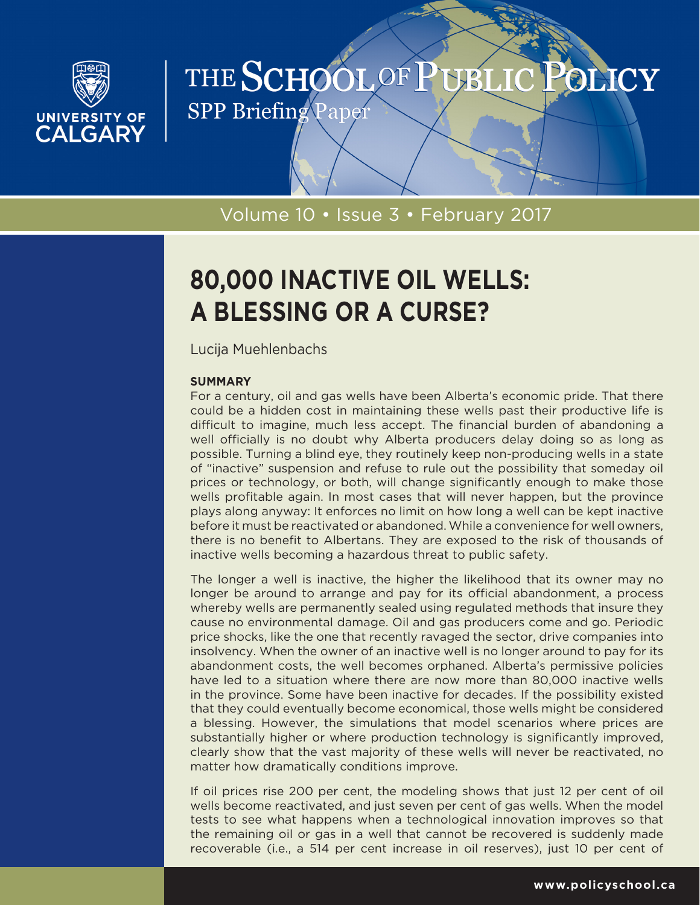THE SCHOOL OF PUBLIC POLICY

SPP Briefing Paper

Volume 10 • Issue 3 • February 2017

# 80,000 INACTIVE OIL WELLS: A BLESSING OR A CURSE?

Lucija Muehlenbachs

**SUMMARY**

For a century, oil and gas wells have been Alberta's economic pride. That there could be a hidden cost in maintaining these wells past their productive life is difficult to imagine, much less accept. The financial burden of abandoning a well officially is no doubt why Alberta producers delay doing so as long as possible. Turning a blind eye, they routinely keep non-producing wells in a state of "inactive" suspension and refuse to rule out the possibility that someday oil prices or technology, or both, will change significantly enough to make those wells profitable again. In most cases that will never happen, but the province plays along anyway: It enforces no limit on how long a well can be kept inactive before it must be reactivated or abandoned. While a convenience for well owners, there is no benefit to Albertans. They are exposed to the risk of thousands of inactive wells becoming a hazardous threat to public safety.

The longer a well is inactive, the higher the likelihood that its owner may no longer be around to arrange and pay for its official abandonment, a process whereby wells are permanently sealed using regulated methods that insure they cause no environmental damage. Oil and gas producers come and go. Periodic price shocks, like the one that recently ravaged the sector, drive companies into insolvency. When the owner of an inactive well is no longer around to pay for its abandonment costs, the well becomes orphaned. Alberta's permissive policies have led to a situation where there are now more than 80,000 inactive wells in the province. Some have been inactive for decades. If the possibility existed that they could eventually become economical, those wells might be considered a blessing. However, the simulations that model scenarios where prices are substantially higher or where production technology is significantly improved, clearly show that the vast majority of these wells will never be reactivated, no matter how dramatically conditions improve.

If oil prices rise 200 per cent, the modeling shows that just 12 per cent of oil wells become reactivated, and just seven per cent of gas wells. When the model tests to see what happens when a technological innovation improves so that the remaining oil or gas in a well that cannot be recovered is suddenly made recoverable (i.e., a 514 per cent increase in oil reserves), just 10 per cent of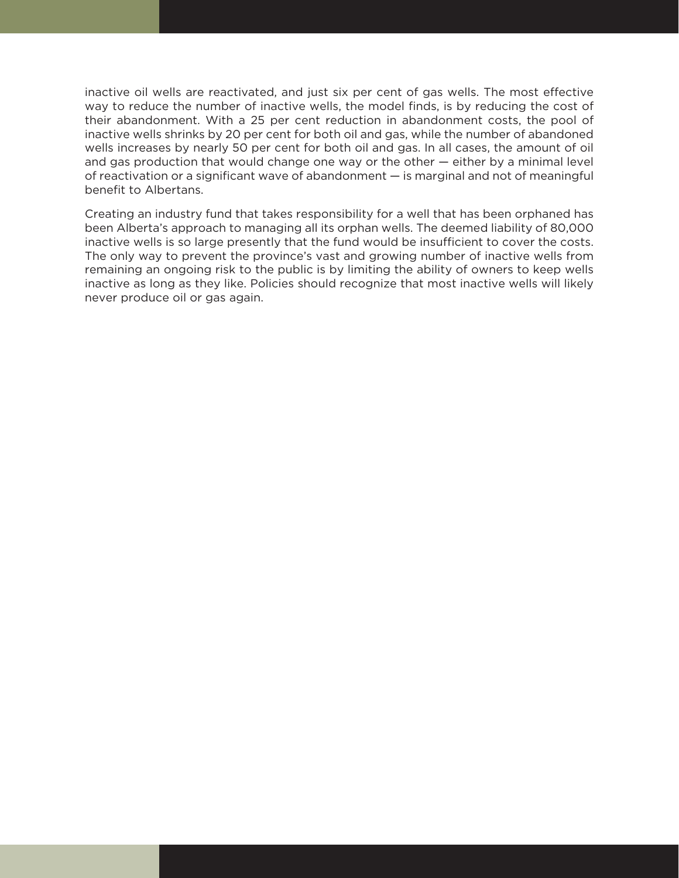inactive oil wells are reactivated, and just six per cent of gas wells. The most effective way to reduce the number of inactive wells, the model finds, is by reducing the cost of their abandonment. With a 25 per cent reduction in abandonment costs, the pool of inactive wells shrinks by 20 per cent for both oil and gas, while the number of abandoned wells increases by nearly 50 per cent for both oil and gas. In all cases, the amount of oil and gas production that would change one way or the other — either by a minimal level of reactivation or a significant wave of abandonment — is marginal and not of meaningful benefit to Albertans.

Creating an industry fund that takes responsibility for a well that has been orphaned has been Alberta's approach to managing all its orphan wells. The deemed liability of 80,000 inactive wells is so large presently that the fund would be insufficient to cover the costs. The only way to prevent the province's vast and growing number of inactive wells from remaining an ongoing risk to the public is by limiting the ability of owners to keep wells inactive as long as they like. Policies should recognize that most inactive wells will likely never produce oil or gas again.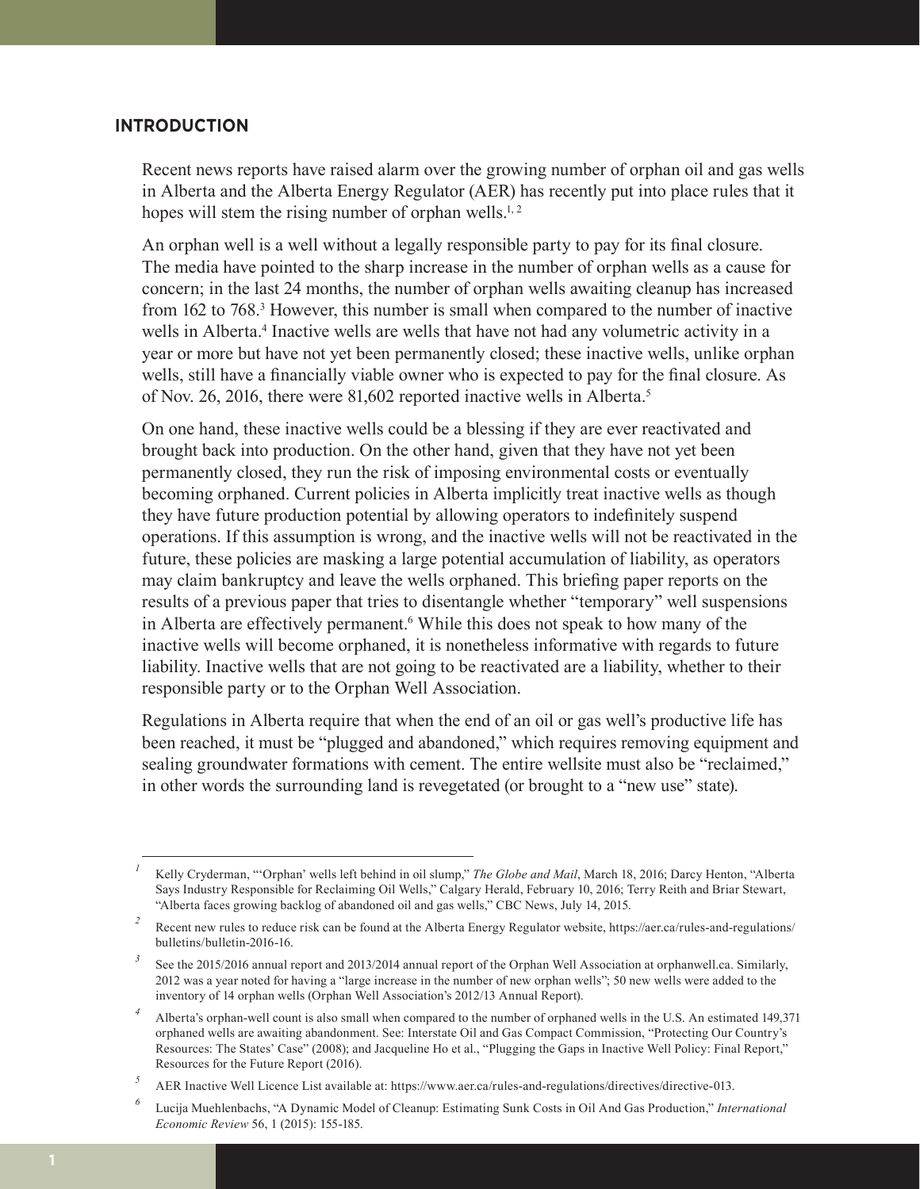## INTRODUCTION

Recent news reports have raised alarm over the growing number of orphan oil and gas wells in Alberta and the Alberta Energy Regulator (AER) has recently put into place rules that it hopes will stem the rising number of orphan wells.[1, 2]

An orphan well is a well without a legally responsible party to pay for its final closure. The media have pointed to the sharp increase in the number of orphan wells as a cause for concern; in the last 24 months, the number of orphan wells awaiting cleanup has increased from 162 to 768.[3] However, this number is small when compared to the number of inactive wells in Alberta.[4] Inactive wells are wells that have not had any volumetric activity in a year or more but have not yet been permanently closed; these inactive wells, unlike orphan wells, still have a financially viable owner who is expected to pay for the final closure. As of Nov. 26, 2016, there were 81,602 reported inactive wells in Alberta.[5]

On one hand, these inactive wells could be a blessing if they are ever reactivated and brought back into production. On the other hand, given that they have not yet been permanently closed, they run the risk of imposing environmental costs or eventually becoming orphaned. Current policies in Alberta implicitly treat inactive wells as though they have future production potential by allowing operators to indefinitely suspend operations. If this assumption is wrong, and the inactive wells will not be reactivated in the future, these policies are masking a large potential accumulation of liability, as operators may claim bankruptcy and leave the wells orphaned. This briefing paper reports on the results of a previous paper that tries to disentangle whether "temporary" well suspensions in Alberta are effectively permanent.[6] While this does not speak to how many of the inactive wells will become orphaned, it is nonetheless informative with regards to future liability. Inactive wells that are not going to be reactivated are a liability, whether to their responsible party or to the Orphan Well Association.

Regulations in Alberta require that when the end of an oil or gas well's productive life has been reached, it must be "plugged and abandoned," which requires removing equipment and sealing groundwater formations with cement. The entire wellsite must also be "reclaimed," in other words the surrounding land is revegetated (or brought to a "new use" state).

---

[1] Kelly Cryderman, "'Orphan' wells left behind in oil slump," *The Globe and Mail*, March 18, 2016; Darcy Henton, "Alberta Says Industry Responsible for Reclaiming Oil Wells," Calgary Herald, February 10, 2016; Terry Reith and Briar Stewart, "Alberta faces growing backlog of abandoned oil and gas wells," CBC News, July 14, 2015.

[2] Recent new rules to reduce risk can be found at the Alberta Energy Regulator website, https://aer.ca/rules-and-regulations/bulletins/bulletin-2016-16.

[3] See the 2015/2016 annual report and 2013/2014 annual report of the Orphan Well Association at orphanwell.ca. Similarly, 2012 was a year noted for having a "large increase in the number of new orphan wells"; 50 new wells were added to the inventory of 14 orphan wells (Orphan Well Association's 2012/13 Annual Report).

[4] Alberta's orphan-well count is also small when compared to the number of orphaned wells in the U.S. An estimated 149,371 orphaned wells are awaiting abandonment. See: Interstate Oil and Gas Compact Commission, "Protecting Our Country's Resources: The States' Case" (2008); and Jacqueline Ho et al., "Plugging the Gaps in Inactive Well Policy: Final Report," Resources for the Future Report (2016).

[5] AER Inactive Well Licence List available at: https://www.aer.ca/rules-and-regulations/directives/directive-013.

[6] Lucija Muehlenbachs, "A Dynamic Model of Cleanup: Estimating Sunk Costs in Oil And Gas Production," *International Economic Review* 56, 1 (2015): 155-185.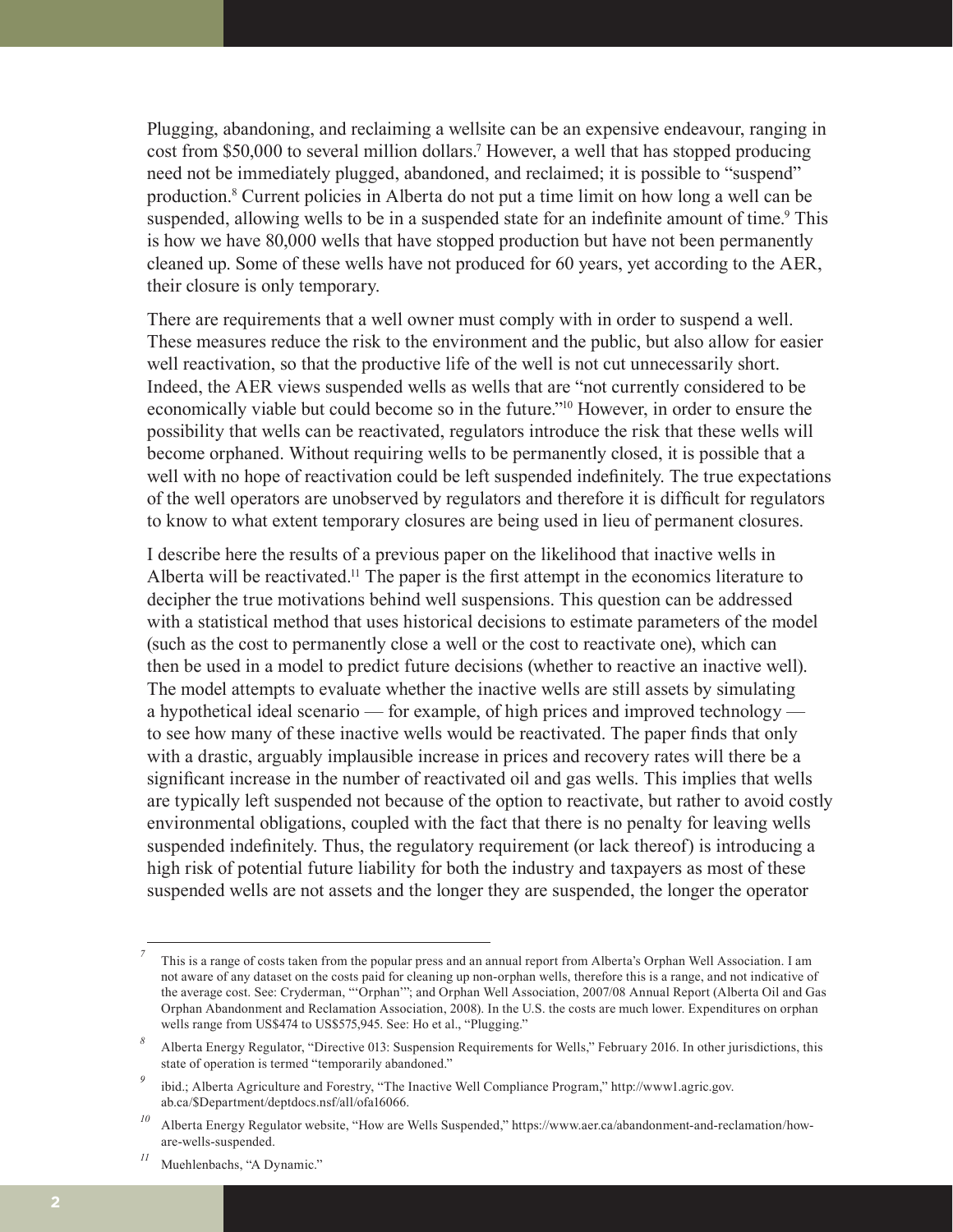Plugging, abandoning, and reclaiming a wellsite can be an expensive endeavour, ranging in cost from $50,000 to several million dollars.[7] However, a well that has stopped producing need not be immediately plugged, abandoned, and reclaimed; it is possible to "suspend" production.[8] Current policies in Alberta do not put a time limit on how long a well can be suspended, allowing wells to be in a suspended state for an indefinite amount of time.[9] This is how we have 80,000 wells that have stopped production but have not been permanently cleaned up. Some of these wells have not produced for 60 years, yet according to the AER, their closure is only temporary.

There are requirements that a well owner must comply with in order to suspend a well. These measures reduce the risk to the environment and the public, but also allow for easier well reactivation, so that the productive life of the well is not cut unnecessarily short. Indeed, the AER views suspended wells as wells that are "not currently considered to be economically viable but could become so in the future."[10] However, in order to ensure the possibility that wells can be reactivated, regulators introduce the risk that these wells will become orphaned. Without requiring wells to be permanently closed, it is possible that a well with no hope of reactivation could be left suspended indefinitely. The true expectations of the well operators are unobserved by regulators and therefore it is difficult for regulators to know to what extent temporary closures are being used in lieu of permanent closures.

I describe here the results of a previous paper on the likelihood that inactive wells in Alberta will be reactivated.[11] The paper is the first attempt in the economics literature to decipher the true motivations behind well suspensions. This question can be addressed with a statistical method that uses historical decisions to estimate parameters of the model (such as the cost to permanently close a well or the cost to reactivate one), which can then be used in a model to predict future decisions (whether to reactive an inactive well). The model attempts to evaluate whether the inactive wells are still assets by simulating a hypothetical ideal scenario — for example, of high prices and improved technology — to see how many of these inactive wells would be reactivated. The paper finds that only with a drastic, arguably implausible increase in prices and recovery rates will there be a significant increase in the number of reactivated oil and gas wells. This implies that wells are typically left suspended not because of the option to reactivate, but rather to avoid costly environmental obligations, coupled with the fact that there is no penalty for leaving wells suspended indefinitely. Thus, the regulatory requirement (or lack thereof) is introducing a high risk of potential future liability for both the industry and taxpayers as most of these suspended wells are not assets and the longer they are suspended, the longer the operator

---

[7] This is a range of costs taken from the popular press and an annual report from Alberta's Orphan Well Association. I am not aware of any dataset on the costs paid for cleaning up non-orphan wells, therefore this is a range, and not indicative of the average cost. See: Cryderman, "'Orphan'"; and Orphan Well Association, 2007/08 Annual Report (Alberta Oil and Gas Orphan Abandonment and Reclamation Association, 2008). In the U.S. the costs are much lower. Expenditures on orphan wells range from US$474 to US$575,945. See: Ho et al., "Plugging."

[8] Alberta Energy Regulator, "Directive 013: Suspension Requirements for Wells," February 2016. In other jurisdictions, this state of operation is termed "temporarily abandoned."

[9] ibid.; Alberta Agriculture and Forestry, "The Inactive Well Compliance Program," http://www1.agric.gov.ab.ca/$Department/deptdocs.nsf/all/ofa16066.

[10] Alberta Energy Regulator website, "How are Wells Suspended," https://www.aer.ca/abandonment-and-reclamation/how-are-wells-suspended.

[11] Muehlenbachs, "A Dynamic."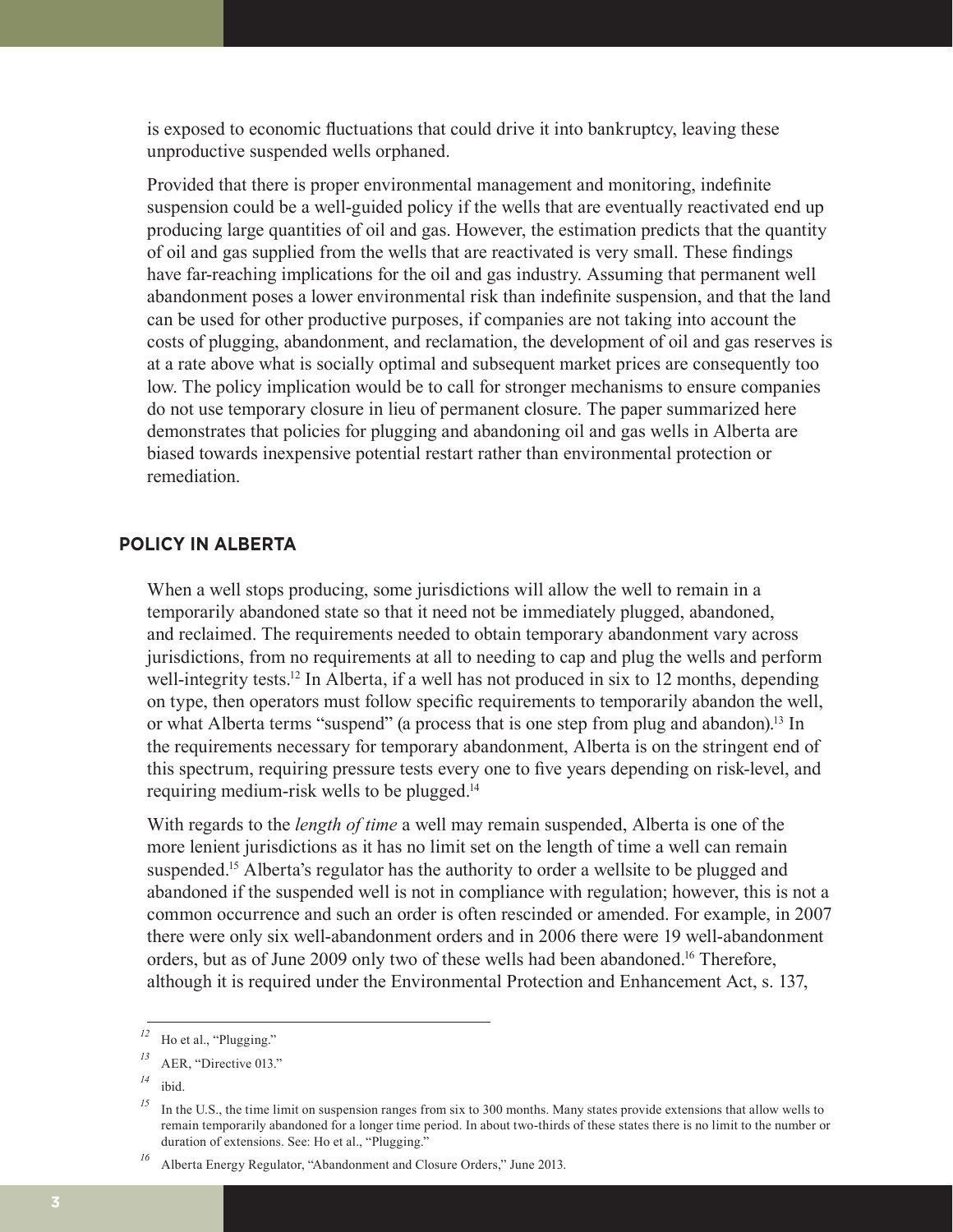is exposed to economic fluctuations that could drive it into bankruptcy, leaving these unproductive suspended wells orphaned.

Provided that there is proper environmental management and monitoring, indefinite suspension could be a well-guided policy if the wells that are eventually reactivated end up producing large quantities of oil and gas. However, the estimation predicts that the quantity of oil and gas supplied from the wells that are reactivated is very small. These findings have far-reaching implications for the oil and gas industry. Assuming that permanent well abandonment poses a lower environmental risk than indefinite suspension, and that the land can be used for other productive purposes, if companies are not taking into account the costs of plugging, abandonment, and reclamation, the development of oil and gas reserves is at a rate above what is socially optimal and subsequent market prices are consequently too low. The policy implication would be to call for stronger mechanisms to ensure companies do not use temporary closure in lieu of permanent closure. The paper summarized here demonstrates that policies for plugging and abandoning oil and gas wells in Alberta are biased towards inexpensive potential restart rather than environmental protection or remediation.

## POLICY IN ALBERTA

When a well stops producing, some jurisdictions will allow the well to remain in a temporarily abandoned state so that it need not be immediately plugged, abandoned, and reclaimed. The requirements needed to obtain temporary abandonment vary across jurisdictions, from no requirements at all to needing to cap and plug the wells and perform well-integrity tests.[12] In Alberta, if a well has not produced in six to 12 months, depending on type, then operators must follow specific requirements to temporarily abandon the well, or what Alberta terms "suspend" (a process that is one step from plug and abandon).[13] In the requirements necessary for temporary abandonment, Alberta is on the stringent end of this spectrum, requiring pressure tests every one to five years depending on risk-level, and requiring medium-risk wells to be plugged.[14]

With regards to the *length of time* a well may remain suspended, Alberta is one of the more lenient jurisdictions as it has no limit set on the length of time a well can remain suspended.[15] Alberta's regulator has the authority to order a wellsite to be plugged and abandoned if the suspended well is not in compliance with regulation; however, this is not a common occurrence and such an order is often rescinded or amended. For example, in 2007 there were only six well-abandonment orders and in 2006 there were 19 well-abandonment orders, but as of June 2009 only two of these wells had been abandoned.[16] Therefore, although it is required under the Environmental Protection and Enhancement Act, s. 137,

---

[12] Ho et al., "Plugging."

[13] AER, "Directive 013."

[14] ibid.

[15] In the U.S., the time limit on suspension ranges from six to 300 months. Many states provide extensions that allow wells to remain temporarily abandoned for a longer time period. In about two-thirds of these states there is no limit to the number or duration of extensions. See: Ho et al., "Plugging."

[16] Alberta Energy Regulator, "Abandonment and Closure Orders," June 2013.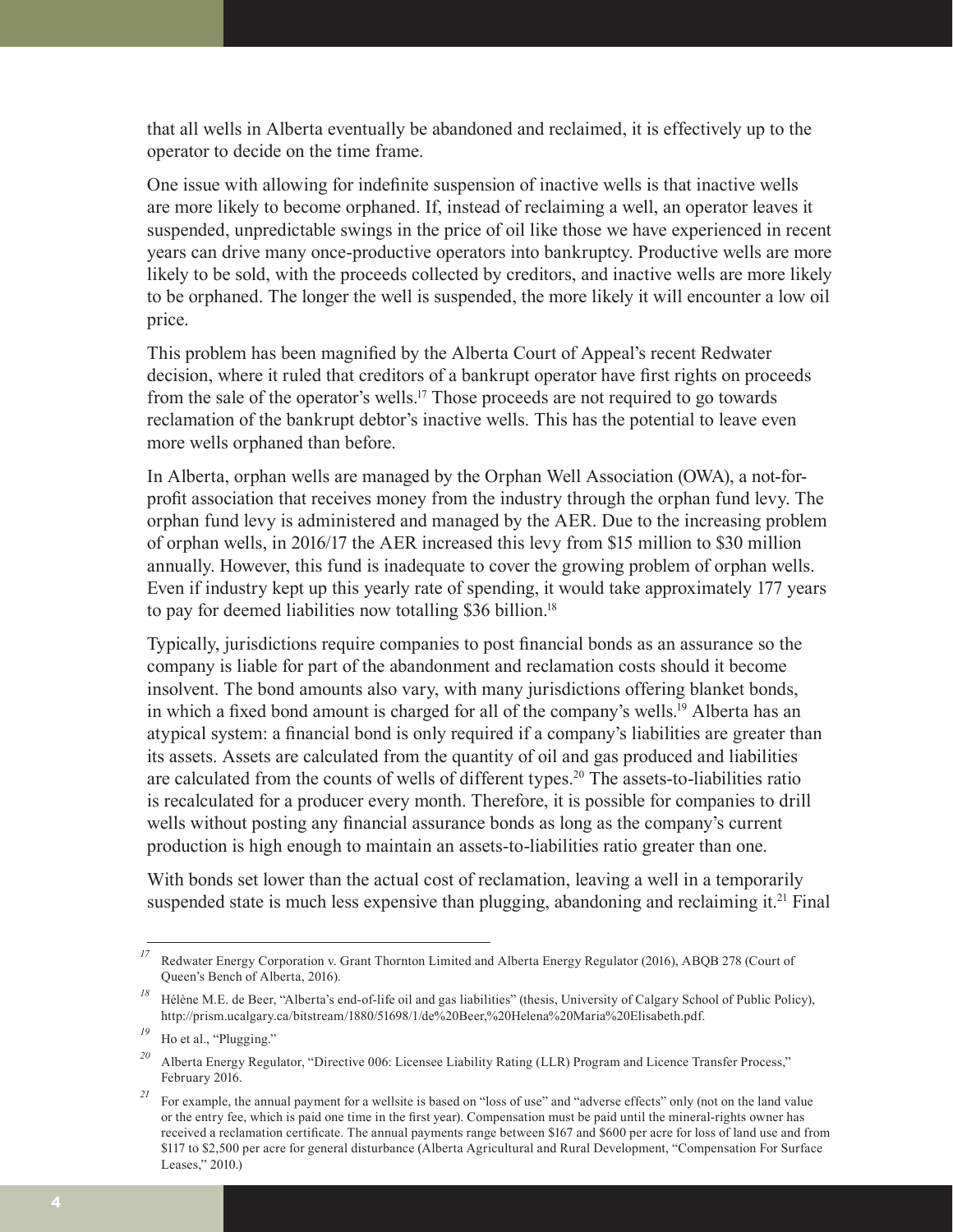that all wells in Alberta eventually be abandoned and reclaimed, it is effectively up to the operator to decide on the time frame.

One issue with allowing for indefinite suspension of inactive wells is that inactive wells are more likely to become orphaned. If, instead of reclaiming a well, an operator leaves it suspended, unpredictable swings in the price of oil like those we have experienced in recent years can drive many once-productive operators into bankruptcy. Productive wells are more likely to be sold, with the proceeds collected by creditors, and inactive wells are more likely to be orphaned. The longer the well is suspended, the more likely it will encounter a low oil price.

This problem has been magnified by the Alberta Court of Appeal's recent Redwater decision, where it ruled that creditors of a bankrupt operator have first rights on proceeds from the sale of the operator's wells.[17] Those proceeds are not required to go towards reclamation of the bankrupt debtor's inactive wells. This has the potential to leave even more wells orphaned than before.

In Alberta, orphan wells are managed by the Orphan Well Association (OWA), a not-for-profit association that receives money from the industry through the orphan fund levy. The orphan fund levy is administered and managed by the AER. Due to the increasing problem of orphan wells, in 2016/17 the AER increased this levy from $15 million to $30 million annually. However, this fund is inadequate to cover the growing problem of orphan wells. Even if industry kept up this yearly rate of spending, it would take approximately 177 years to pay for deemed liabilities now totalling $36 billion.[18]

Typically, jurisdictions require companies to post financial bonds as an assurance so the company is liable for part of the abandonment and reclamation costs should it become insolvent. The bond amounts also vary, with many jurisdictions offering blanket bonds, in which a fixed bond amount is charged for all of the company's wells.[19] Alberta has an atypical system: a financial bond is only required if a company's liabilities are greater than its assets. Assets are calculated from the quantity of oil and gas produced and liabilities are calculated from the counts of wells of different types.[20] The assets-to-liabilities ratio is recalculated for a producer every month. Therefore, it is possible for companies to drill wells without posting any financial assurance bonds as long as the company's current production is high enough to maintain an assets-to-liabilities ratio greater than one.

With bonds set lower than the actual cost of reclamation, leaving a well in a temporarily suspended state is much less expensive than plugging, abandoning and reclaiming it.[21] Final

---

[17] Redwater Energy Corporation v. Grant Thornton Limited and Alberta Energy Regulator (2016), ABQB 278 (Court of Queen's Bench of Alberta, 2016).

[18] Hélène M.E. de Beer, "Alberta's end-of-life oil and gas liabilities" (thesis, University of Calgary School of Public Policy), http://prism.ucalgary.ca/bitstream/1880/51698/1/de%20Beer,%20Helena%20Maria%20Elisabeth.pdf.

[19] Ho et al., "Plugging."

[20] Alberta Energy Regulator, "Directive 006: Licensee Liability Rating (LLR) Program and Licence Transfer Process," February 2016.

[21] For example, the annual payment for a wellsite is based on "loss of use" and "adverse effects" only (not on the land value or the entry fee, which is paid one time in the first year). Compensation must be paid until the mineral-rights owner has received a reclamation certificate. The annual payments range between $167 and $600 per acre for loss of land use and from $117 to $2,500 per acre for general disturbance (Alberta Agricultural and Rural Development, "Compensation For Surface Leases," 2010.)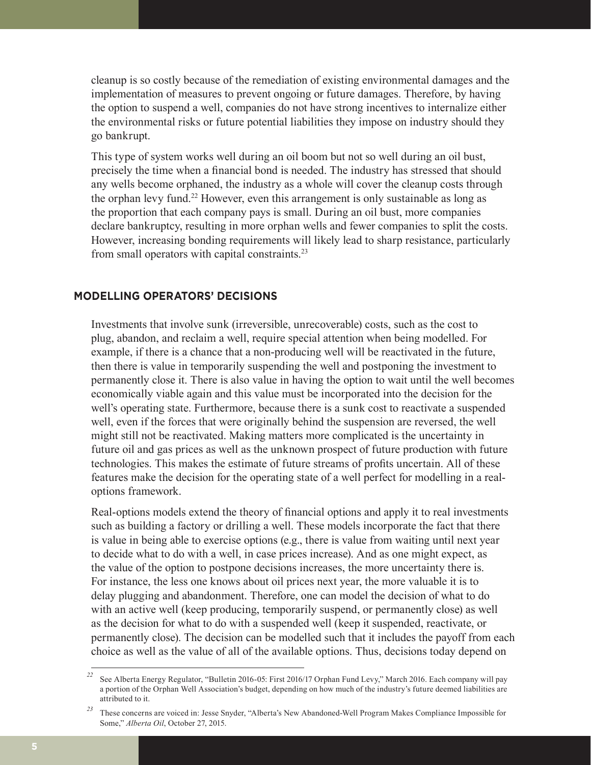cleanup is so costly because of the remediation of existing environmental damages and the implementation of measures to prevent ongoing or future damages. Therefore, by having the option to suspend a well, companies do not have strong incentives to internalize either the environmental risks or future potential liabilities they impose on industry should they go bankrupt.

This type of system works well during an oil boom but not so well during an oil bust, precisely the time when a financial bond is needed. The industry has stressed that should any wells become orphaned, the industry as a whole will cover the cleanup costs through the orphan levy fund.[22] However, even this arrangement is only sustainable as long as the proportion that each company pays is small. During an oil bust, more companies declare bankruptcy, resulting in more orphan wells and fewer companies to split the costs. However, increasing bonding requirements will likely lead to sharp resistance, particularly from small operators with capital constraints.[23]

## MODELLING OPERATORS' DECISIONS

Investments that involve sunk (irreversible, unrecoverable) costs, such as the cost to plug, abandon, and reclaim a well, require special attention when being modelled. For example, if there is a chance that a non-producing well will be reactivated in the future, then there is value in temporarily suspending the well and postponing the investment to permanently close it. There is also value in having the option to wait until the well becomes economically viable again and this value must be incorporated into the decision for the well's operating state. Furthermore, because there is a sunk cost to reactivate a suspended well, even if the forces that were originally behind the suspension are reversed, the well might still not be reactivated. Making matters more complicated is the uncertainty in future oil and gas prices as well as the unknown prospect of future production with future technologies. This makes the estimate of future streams of profits uncertain. All of these features make the decision for the operating state of a well perfect for modelling in a real-options framework.

Real-options models extend the theory of financial options and apply it to real investments such as building a factory or drilling a well. These models incorporate the fact that there is value in being able to exercise options (e.g., there is value from waiting until next year to decide what to do with a well, in case prices increase). And as one might expect, as the value of the option to postpone decisions increases, the more uncertainty there is. For instance, the less one knows about oil prices next year, the more valuable it is to delay plugging and abandonment. Therefore, one can model the decision of what to do with an active well (keep producing, temporarily suspend, or permanently close) as well as the decision for what to do with a suspended well (keep it suspended, reactivate, or permanently close). The decision can be modelled such that it includes the payoff from each choice as well as the value of all of the available options. Thus, decisions today depend on

---

[22] See Alberta Energy Regulator, "Bulletin 2016-05: First 2016/17 Orphan Fund Levy," March 2016. Each company will pay a portion of the Orphan Well Association's budget, depending on how much of the industry's future deemed liabilities are attributed to it.

[23] These concerns are voiced in: Jesse Snyder, "Alberta's New Abandoned-Well Program Makes Compliance Impossible for Some," *Alberta Oil*, October 27, 2015.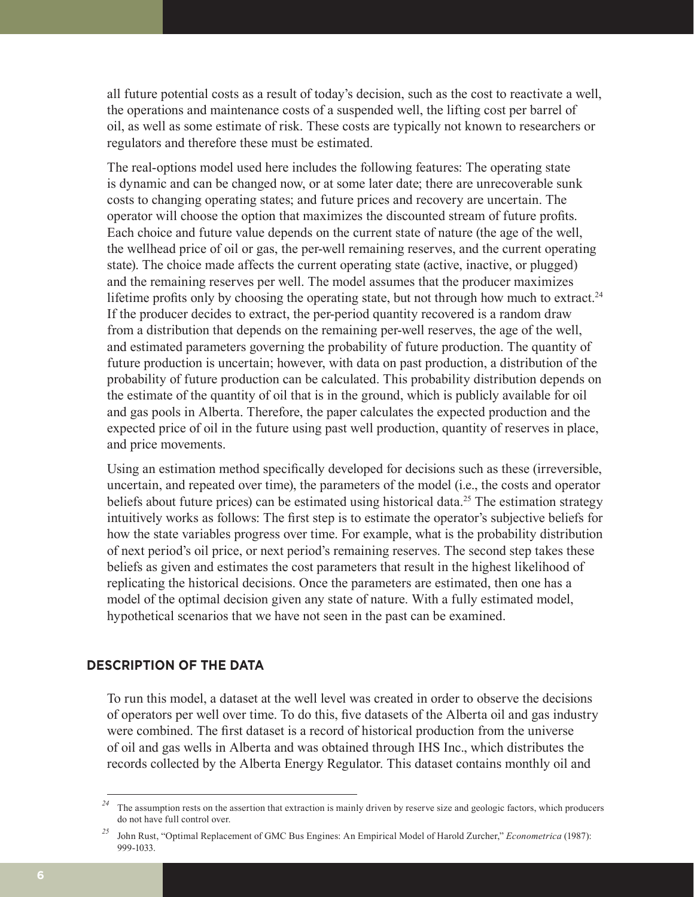all future potential costs as a result of today's decision, such as the cost to reactivate a well, the operations and maintenance costs of a suspended well, the lifting cost per barrel of oil, as well as some estimate of risk. These costs are typically not known to researchers or regulators and therefore these must be estimated.

The real-options model used here includes the following features: The operating state is dynamic and can be changed now, or at some later date; there are unrecoverable sunk costs to changing operating states; and future prices and recovery are uncertain. The operator will choose the option that maximizes the discounted stream of future profits. Each choice and future value depends on the current state of nature (the age of the well, the wellhead price of oil or gas, the per-well remaining reserves, and the current operating state). The choice made affects the current operating state (active, inactive, or plugged) and the remaining reserves per well. The model assumes that the producer maximizes lifetime profits only by choosing the operating state, but not through how much to extract.[24] If the producer decides to extract, the per-period quantity recovered is a random draw from a distribution that depends on the remaining per-well reserves, the age of the well, and estimated parameters governing the probability of future production. The quantity of future production is uncertain; however, with data on past production, a distribution of the probability of future production can be calculated. This probability distribution depends on the estimate of the quantity of oil that is in the ground, which is publicly available for oil and gas pools in Alberta. Therefore, the paper calculates the expected production and the expected price of oil in the future using past well production, quantity of reserves in place, and price movements.

Using an estimation method specifically developed for decisions such as these (irreversible, uncertain, and repeated over time), the parameters of the model (i.e., the costs and operator beliefs about future prices) can be estimated using historical data.[25] The estimation strategy intuitively works as follows: The first step is to estimate the operator's subjective beliefs for how the state variables progress over time. For example, what is the probability distribution of next period's oil price, or next period's remaining reserves. The second step takes these beliefs as given and estimates the cost parameters that result in the highest likelihood of replicating the historical decisions. Once the parameters are estimated, then one has a model of the optimal decision given any state of nature. With a fully estimated model, hypothetical scenarios that we have not seen in the past can be examined.

## DESCRIPTION OF THE DATA

To run this model, a dataset at the well level was created in order to observe the decisions of operators per well over time. To do this, five datasets of the Alberta oil and gas industry were combined. The first dataset is a record of historical production from the universe of oil and gas wells in Alberta and was obtained through IHS Inc., which distributes the records collected by the Alberta Energy Regulator. This dataset contains monthly oil and

---

[24] The assumption rests on the assertion that extraction is mainly driven by reserve size and geologic factors, which producers do not have full control over.

[25] John Rust, "Optimal Replacement of GMC Bus Engines: An Empirical Model of Harold Zurcher," *Econometrica* (1987): 999-1033.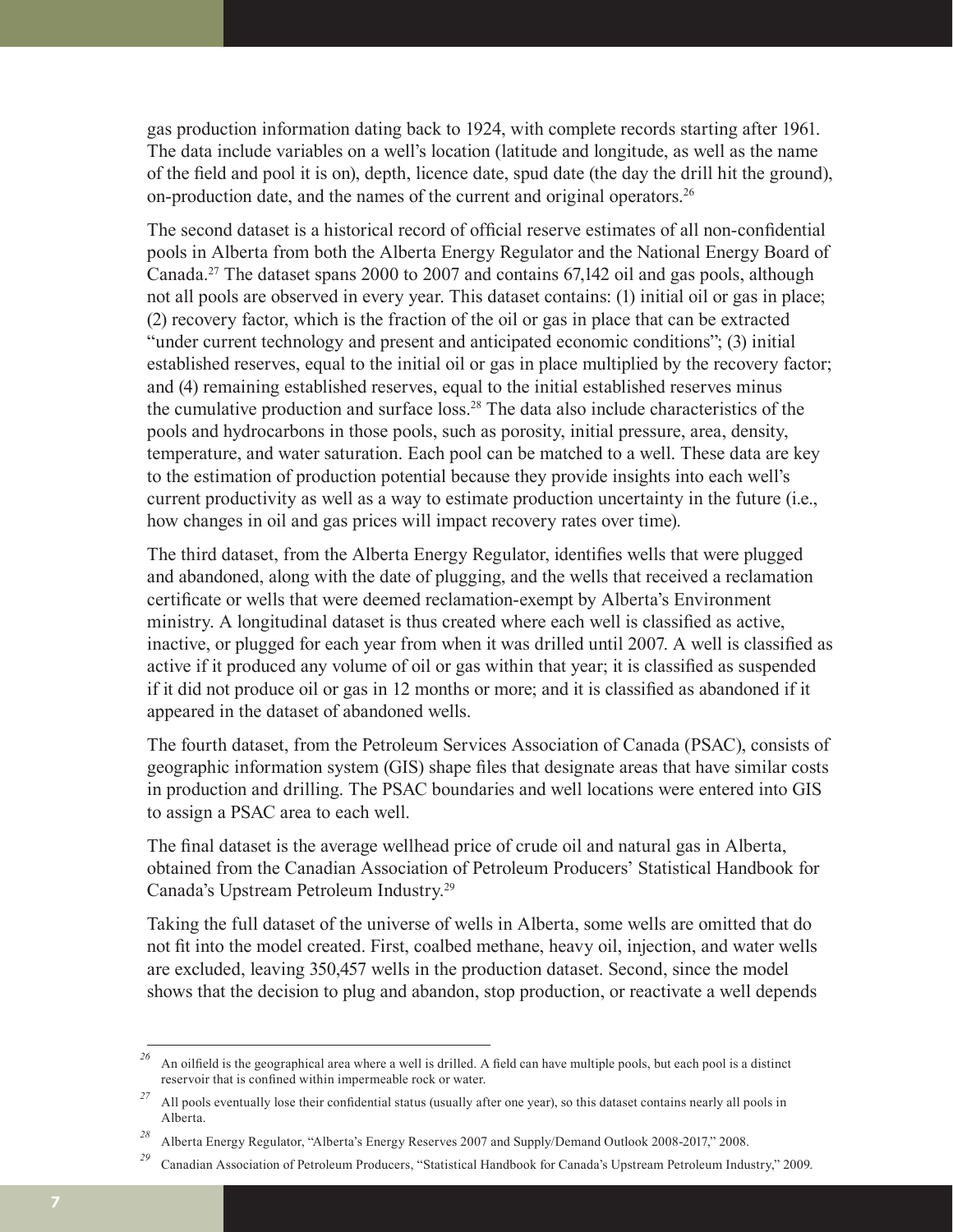gas production information dating back to 1924, with complete records starting after 1961. The data include variables on a well's location (latitude and longitude, as well as the name of the field and pool it is on), depth, licence date, spud date (the day the drill hit the ground), on-production date, and the names of the current and original operators.[26]

The second dataset is a historical record of official reserve estimates of all non-confidential pools in Alberta from both the Alberta Energy Regulator and the National Energy Board of Canada.[27] The dataset spans 2000 to 2007 and contains 67,142 oil and gas pools, although not all pools are observed in every year. This dataset contains: (1) initial oil or gas in place; (2) recovery factor, which is the fraction of the oil or gas in place that can be extracted "under current technology and present and anticipated economic conditions"; (3) initial established reserves, equal to the initial oil or gas in place multiplied by the recovery factor; and (4) remaining established reserves, equal to the initial established reserves minus the cumulative production and surface loss.[28] The data also include characteristics of the pools and hydrocarbons in those pools, such as porosity, initial pressure, area, density, temperature, and water saturation. Each pool can be matched to a well. These data are key to the estimation of production potential because they provide insights into each well's current productivity as well as a way to estimate production uncertainty in the future (i.e., how changes in oil and gas prices will impact recovery rates over time).

The third dataset, from the Alberta Energy Regulator, identifies wells that were plugged and abandoned, along with the date of plugging, and the wells that received a reclamation certificate or wells that were deemed reclamation-exempt by Alberta's Environment ministry. A longitudinal dataset is thus created where each well is classified as active, inactive, or plugged for each year from when it was drilled until 2007. A well is classified as active if it produced any volume of oil or gas within that year; it is classified as suspended if it did not produce oil or gas in 12 months or more; and it is classified as abandoned if it appeared in the dataset of abandoned wells.

The fourth dataset, from the Petroleum Services Association of Canada (PSAC), consists of geographic information system (GIS) shape files that designate areas that have similar costs in production and drilling. The PSAC boundaries and well locations were entered into GIS to assign a PSAC area to each well.

The final dataset is the average wellhead price of crude oil and natural gas in Alberta, obtained from the Canadian Association of Petroleum Producers' Statistical Handbook for Canada's Upstream Petroleum Industry.[29]

Taking the full dataset of the universe of wells in Alberta, some wells are omitted that do not fit into the model created. First, coalbed methane, heavy oil, injection, and water wells are excluded, leaving 350,457 wells in the production dataset. Second, since the model shows that the decision to plug and abandon, stop production, or reactivate a well depends

---

[26] An oilfield is the geographical area where a well is drilled. A field can have multiple pools, but each pool is a distinct reservoir that is confined within impermeable rock or water.

[27] All pools eventually lose their confidential status (usually after one year), so this dataset contains nearly all pools in Alberta.

[28] Alberta Energy Regulator, "Alberta's Energy Reserves 2007 and Supply/Demand Outlook 2008-2017," 2008.

[29] Canadian Association of Petroleum Producers, "Statistical Handbook for Canada's Upstream Petroleum Industry," 2009.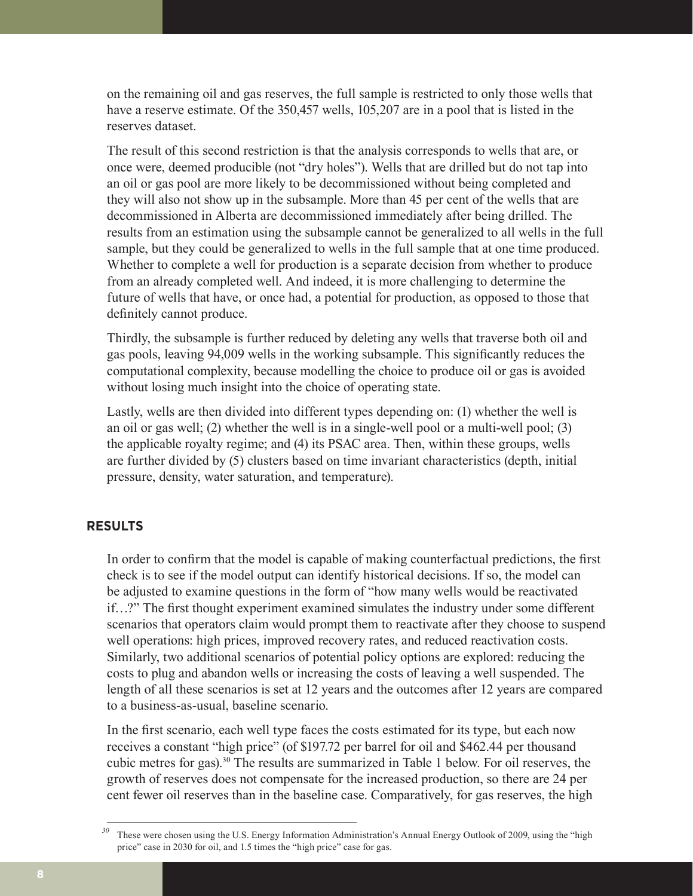on the remaining oil and gas reserves, the full sample is restricted to only those wells that have a reserve estimate. Of the 350,457 wells, 105,207 are in a pool that is listed in the reserves dataset.

The result of this second restriction is that the analysis corresponds to wells that are, or once were, deemed producible (not "dry holes"). Wells that are drilled but do not tap into an oil or gas pool are more likely to be decommissioned without being completed and they will also not show up in the subsample. More than 45 per cent of the wells that are decommissioned in Alberta are decommissioned immediately after being drilled. The results from an estimation using the subsample cannot be generalized to all wells in the full sample, but they could be generalized to wells in the full sample that at one time produced. Whether to complete a well for production is a separate decision from whether to produce from an already completed well. And indeed, it is more challenging to determine the future of wells that have, or once had, a potential for production, as opposed to those that definitely cannot produce.

Thirdly, the subsample is further reduced by deleting any wells that traverse both oil and gas pools, leaving 94,009 wells in the working subsample. This significantly reduces the computational complexity, because modelling the choice to produce oil or gas is avoided without losing much insight into the choice of operating state.

Lastly, wells are then divided into different types depending on: (1) whether the well is an oil or gas well; (2) whether the well is in a single-well pool or a multi-well pool; (3) the applicable royalty regime; and (4) its PSAC area. Then, within these groups, wells are further divided by (5) clusters based on time invariant characteristics (depth, initial pressure, density, water saturation, and temperature).

## RESULTS

In order to confirm that the model is capable of making counterfactual predictions, the first check is to see if the model output can identify historical decisions. If so, the model can be adjusted to examine questions in the form of "how many wells would be reactivated if…?" The first thought experiment examined simulates the industry under some different scenarios that operators claim would prompt them to reactivate after they choose to suspend well operations: high prices, improved recovery rates, and reduced reactivation costs. Similarly, two additional scenarios of potential policy options are explored: reducing the costs to plug and abandon wells or increasing the costs of leaving a well suspended. The length of all these scenarios is set at 12 years and the outcomes after 12 years are compared to a business-as-usual, baseline scenario.

In the first scenario, each well type faces the costs estimated for its type, but each now receives a constant "high price" (of \$197.72 per barrel for oil and \$462.44 per thousand cubic metres for gas).[30] The results are summarized in Table 1 below. For oil reserves, the growth of reserves does not compensate for the increased production, so there are 24 per cent fewer oil reserves than in the baseline case. Comparatively, for gas reserves, the high

[30] These were chosen using the U.S. Energy Information Administration's Annual Energy Outlook of 2009, using the "high price" case in 2030 for oil, and 1.5 times the "high price" case for gas.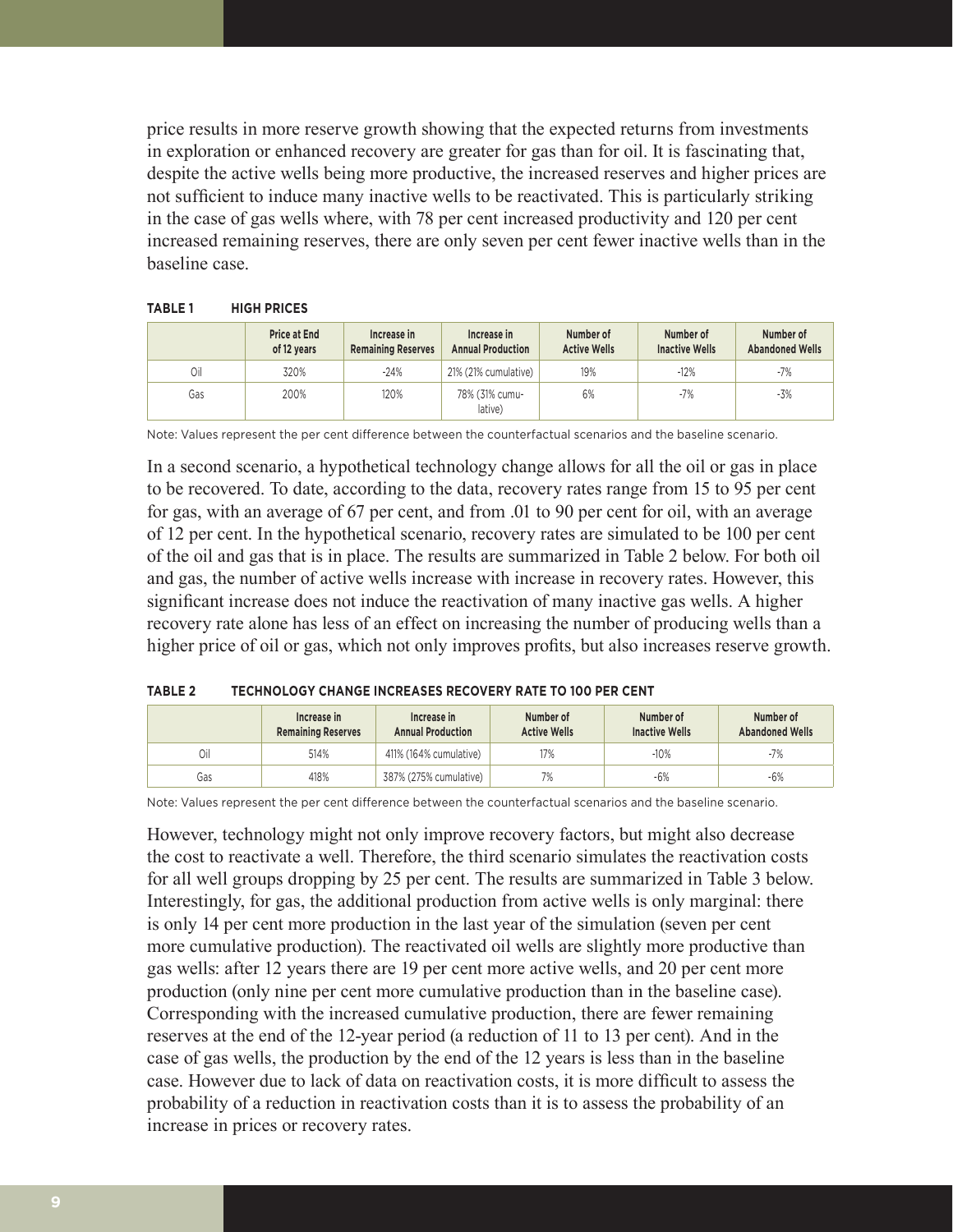price results in more reserve growth showing that the expected returns from investments in exploration or enhanced recovery are greater for gas than for oil. It is fascinating that, despite the active wells being more productive, the increased reserves and higher prices are not sufficient to induce many inactive wells to be reactivated. This is particularly striking in the case of gas wells where, with 78 per cent increased productivity and 120 per cent increased remaining reserves, there are only seven per cent fewer inactive wells than in the baseline case.

**TABLE 1 HIGH PRICES**

| | Price at End of 12 years | Increase in Remaining Reserves | Increase in Annual Production | Number of Active Wells | Number of Inactive Wells | Number of Abandoned Wells |
|---|---|---|---|---|---|---|
| Oil | 320% | -24% | 21% (21% cumulative) | 19% | -12% | -7% |
| Gas | 200% | 120% | 78% (31% cumulative) | 6% | -7% | -3% |

Note: Values represent the per cent difference between the counterfactual scenarios and the baseline scenario.

In a second scenario, a hypothetical technology change allows for all the oil or gas in place to be recovered. To date, according to the data, recovery rates range from 15 to 95 per cent for gas, with an average of 67 per cent, and from .01 to 90 per cent for oil, with an average of 12 per cent. In the hypothetical scenario, recovery rates are simulated to be 100 per cent of the oil and gas that is in place. The results are summarized in Table 2 below. For both oil and gas, the number of active wells increase with increase in recovery rates. However, this significant increase does not induce the reactivation of many inactive gas wells. A higher recovery rate alone has less of an effect on increasing the number of producing wells than a higher price of oil or gas, which not only improves profits, but also increases reserve growth.

**TABLE 2 TECHNOLOGY CHANGE INCREASES RECOVERY RATE TO 100 PER CENT**

| | Increase in Remaining Reserves | Increase in Annual Production | Number of Active Wells | Number of Inactive Wells | Number of Abandoned Wells |
|---|---|---|---|---|---|
| Oil | 514% | 411% (164% cumulative) | 17% | -10% | -7% |
| Gas | 418% | 387% (275% cumulative) | 7% | -6% | -6% |

Note: Values represent the per cent difference between the counterfactual scenarios and the baseline scenario.

However, technology might not only improve recovery factors, but might also decrease the cost to reactivate a well. Therefore, the third scenario simulates the reactivation costs for all well groups dropping by 25 per cent. The results are summarized in Table 3 below. Interestingly, for gas, the additional production from active wells is only marginal: there is only 14 per cent more production in the last year of the simulation (seven per cent more cumulative production). The reactivated oil wells are slightly more productive than gas wells: after 12 years there are 19 per cent more active wells, and 20 per cent more production (only nine per cent more cumulative production than in the baseline case). Corresponding with the increased cumulative production, there are fewer remaining reserves at the end of the 12-year period (a reduction of 11 to 13 per cent). And in the case of gas wells, the production by the end of the 12 years is less than in the baseline case. However due to lack of data on reactivation costs, it is more difficult to assess the probability of a reduction in reactivation costs than it is to assess the probability of an increase in prices or recovery rates.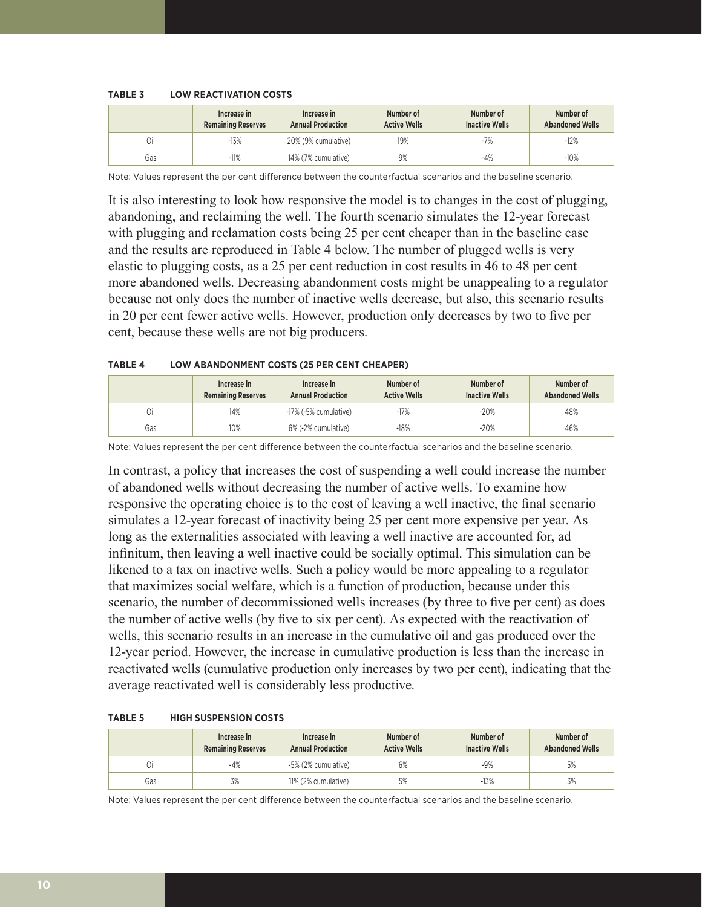**TABLE 3 LOW REACTIVATION COSTS**

| | Increase in Remaining Reserves | Increase in Annual Production | Number of Active Wells | Number of Inactive Wells | Number of Abandoned Wells |
|---|---|---|---|---|---|
| Oil | -13% | 20% (9% cumulative) | 19% | -7% | -12% |
| Gas | -11% | 14% (7% cumulative) | 9% | -4% | -10% |

Note: Values represent the per cent difference between the counterfactual scenarios and the baseline scenario.

It is also interesting to look how responsive the model is to changes in the cost of plugging, abandoning, and reclaiming the well. The fourth scenario simulates the 12-year forecast with plugging and reclamation costs being 25 per cent cheaper than in the baseline case and the results are reproduced in Table 4 below. The number of plugged wells is very elastic to plugging costs, as a 25 per cent reduction in cost results in 46 to 48 per cent more abandoned wells. Decreasing abandonment costs might be unappealing to a regulator because not only does the number of inactive wells decrease, but also, this scenario results in 20 per cent fewer active wells. However, production only decreases by two to five per cent, because these wells are not big producers.

**TABLE 4 LOW ABANDONMENT COSTS (25 PER CENT CHEAPER)**

| | Increase in Remaining Reserves | Increase in Annual Production | Number of Active Wells | Number of Inactive Wells | Number of Abandoned Wells |
|---|---|---|---|---|---|
| Oil | 14% | -17% (-5% cumulative) | -17% | -20% | 48% |
| Gas | 10% | 6% (-2% cumulative) | -18% | -20% | 46% |

Note: Values represent the per cent difference between the counterfactual scenarios and the baseline scenario.

In contrast, a policy that increases the cost of suspending a well could increase the number of abandoned wells without decreasing the number of active wells. To examine how responsive the operating choice is to the cost of leaving a well inactive, the final scenario simulates a 12-year forecast of inactivity being 25 per cent more expensive per year. As long as the externalities associated with leaving a well inactive are accounted for, ad infinitum, then leaving a well inactive could be socially optimal. This simulation can be likened to a tax on inactive wells. Such a policy would be more appealing to a regulator that maximizes social welfare, which is a function of production, because under this scenario, the number of decommissioned wells increases (by three to five per cent) as does the number of active wells (by five to six per cent). As expected with the reactivation of wells, this scenario results in an increase in the cumulative oil and gas produced over the 12-year period. However, the increase in cumulative production is less than the increase in reactivated wells (cumulative production only increases by two per cent), indicating that the average reactivated well is considerably less productive.

**TABLE 5 HIGH SUSPENSION COSTS**

| | Increase in Remaining Reserves | Increase in Annual Production | Number of Active Wells | Number of Inactive Wells | Number of Abandoned Wells |
|---|---|---|---|---|---|
| Oil | -4% | -5% (2% cumulative) | 6% | -9% | 5% |
| Gas | 3% | 11% (2% cumulative) | 5% | -13% | 3% |

Note: Values represent the per cent difference between the counterfactual scenarios and the baseline scenario.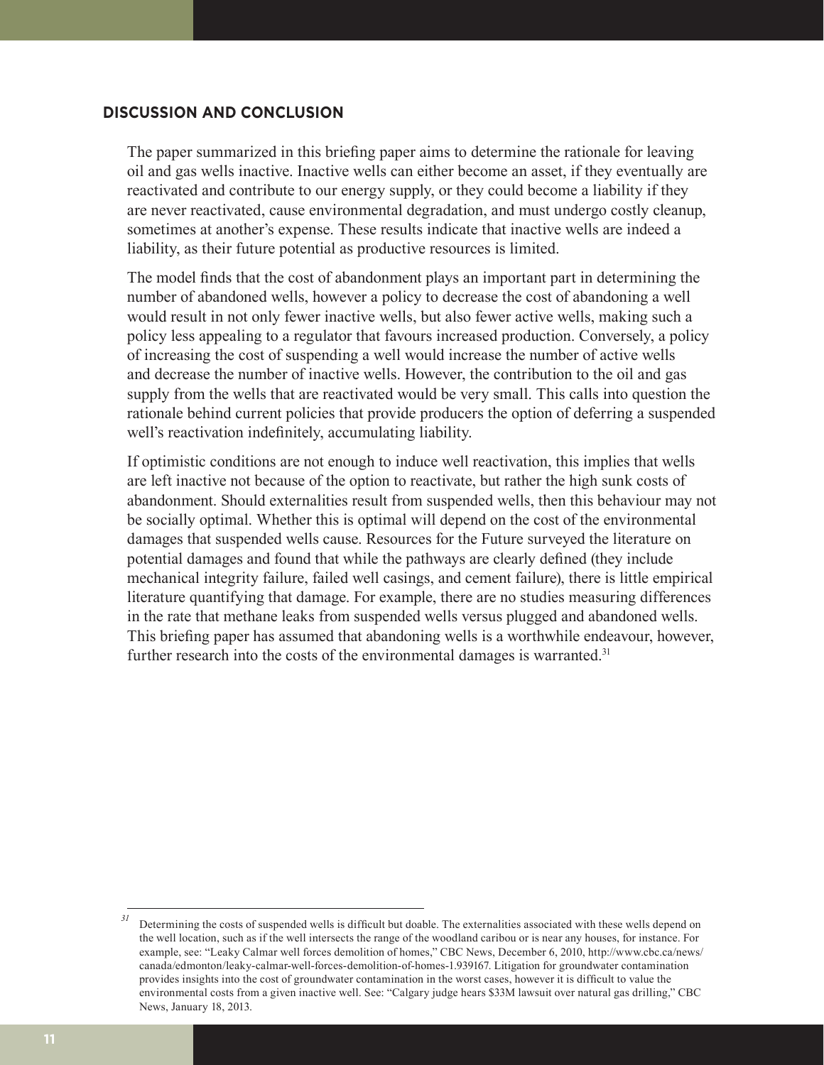## DISCUSSION AND CONCLUSION

The paper summarized in this briefing paper aims to determine the rationale for leaving oil and gas wells inactive. Inactive wells can either become an asset, if they eventually are reactivated and contribute to our energy supply, or they could become a liability if they are never reactivated, cause environmental degradation, and must undergo costly cleanup, sometimes at another's expense. These results indicate that inactive wells are indeed a liability, as their future potential as productive resources is limited.

The model finds that the cost of abandonment plays an important part in determining the number of abandoned wells, however a policy to decrease the cost of abandoning a well would result in not only fewer inactive wells, but also fewer active wells, making such a policy less appealing to a regulator that favours increased production. Conversely, a policy of increasing the cost of suspending a well would increase the number of active wells and decrease the number of inactive wells. However, the contribution to the oil and gas supply from the wells that are reactivated would be very small. This calls into question the rationale behind current policies that provide producers the option of deferring a suspended well's reactivation indefinitely, accumulating liability.

If optimistic conditions are not enough to induce well reactivation, this implies that wells are left inactive not because of the option to reactivate, but rather the high sunk costs of abandonment. Should externalities result from suspended wells, then this behaviour may not be socially optimal. Whether this is optimal will depend on the cost of the environmental damages that suspended wells cause. Resources for the Future surveyed the literature on potential damages and found that while the pathways are clearly defined (they include mechanical integrity failure, failed well casings, and cement failure), there is little empirical literature quantifying that damage. For example, there are no studies measuring differences in the rate that methane leaks from suspended wells versus plugged and abandoned wells. This briefing paper has assumed that abandoning wells is a worthwhile endeavour, however, further research into the costs of the environmental damages is warranted.[31]

---

[31] Determining the costs of suspended wells is difficult but doable. The externalities associated with these wells depend on the well location, such as if the well intersects the range of the woodland caribou or is near any houses, for instance. For example, see: "Leaky Calmar well forces demolition of homes," CBC News, December 6, 2010, http://www.cbc.ca/news/canada/edmonton/leaky-calmar-well-forces-demolition-of-homes-1.939167. Litigation for groundwater contamination provides insights into the cost of groundwater contamination in the worst cases, however it is difficult to value the environmental costs from a given inactive well. See: "Calgary judge hears $33M lawsuit over natural gas drilling," CBC News, January 18, 2013.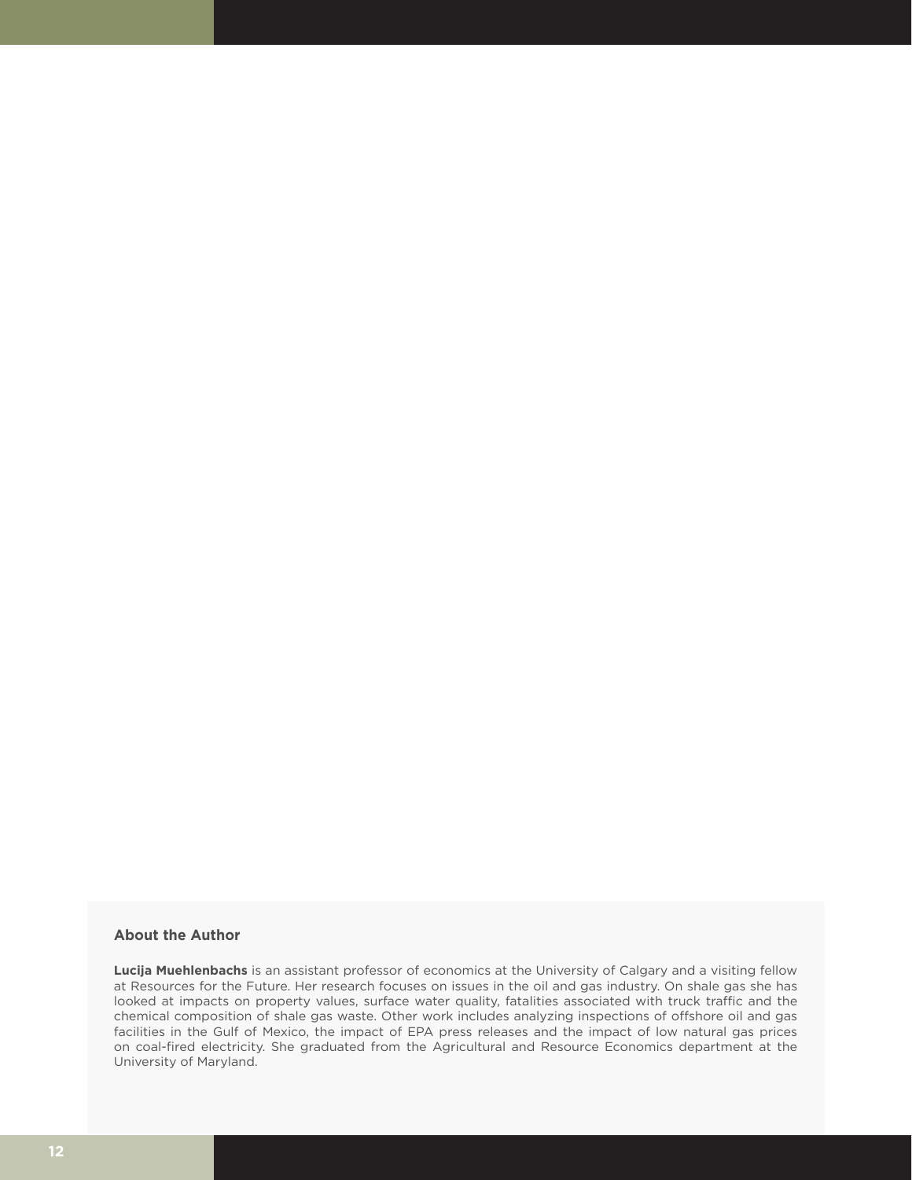## About the Author

**Lucija Muehlenbachs** is an assistant professor of economics at the University of Calgary and a visiting fellow at Resources for the Future. Her research focuses on issues in the oil and gas industry. On shale gas she has looked at impacts on property values, surface water quality, fatalities associated with truck traffic and the chemical composition of shale gas waste. Other work includes analyzing inspections of offshore oil and gas facilities in the Gulf of Mexico, the impact of EPA press releases and the impact of low natural gas prices on coal-fired electricity. She graduated from the Agricultural and Resource Economics department at the University of Maryland.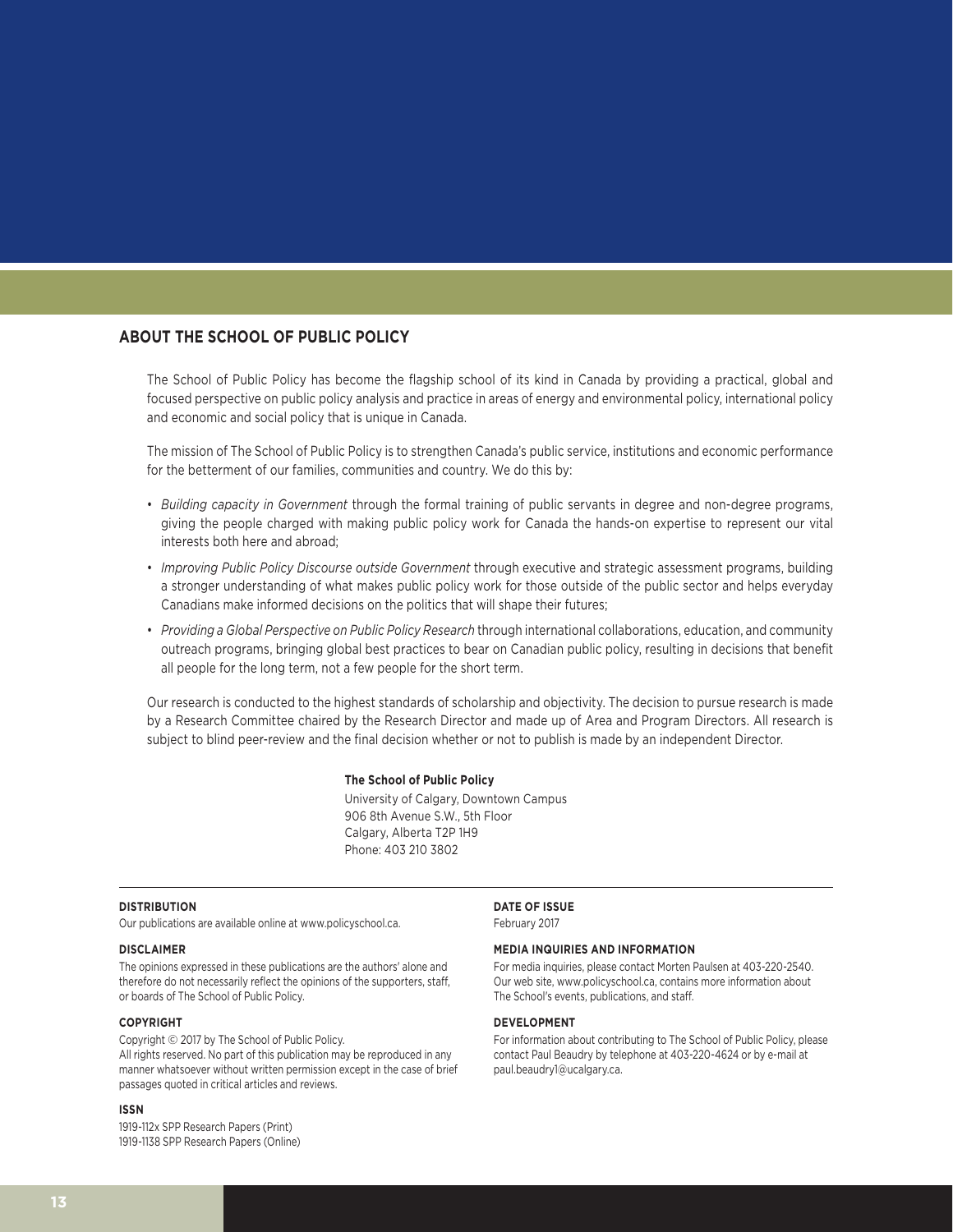## ABOUT THE SCHOOL OF PUBLIC POLICY

The School of Public Policy has become the flagship school of its kind in Canada by providing a practical, global and focused perspective on public policy analysis and practice in areas of energy and environmental policy, international policy and economic and social policy that is unique in Canada.

The mission of The School of Public Policy is to strengthen Canada's public service, institutions and economic performance for the betterment of our families, communities and country. We do this by:

- *Building capacity in Government* through the formal training of public servants in degree and non-degree programs, giving the people charged with making public policy work for Canada the hands-on expertise to represent our vital interests both here and abroad;
- *Improving Public Policy Discourse outside Government* through executive and strategic assessment programs, building a stronger understanding of what makes public policy work for those outside of the public sector and helps everyday Canadians make informed decisions on the politics that will shape their futures;
- *Providing a Global Perspective on Public Policy Research* through international collaborations, education, and community outreach programs, bringing global best practices to bear on Canadian public policy, resulting in decisions that benefit all people for the long term, not a few people for the short term.

Our research is conducted to the highest standards of scholarship and objectivity. The decision to pursue research is made by a Research Committee chaired by the Research Director and made up of Area and Program Directors. All research is subject to blind peer-review and the final decision whether or not to publish is made by an independent Director.

**The School of Public Policy**
University of Calgary, Downtown Campus
906 8th Avenue S.W., 5th Floor
Calgary, Alberta T2P 1H9
Phone: 403 210 3802

**DISTRIBUTION**
Our publications are available online at www.policyschool.ca.

**DISCLAIMER**
The opinions expressed in these publications are the authors' alone and therefore do not necessarily reflect the opinions of the supporters, staff, or boards of The School of Public Policy.

**COPYRIGHT**
Copyright © 2017 by The School of Public Policy.
All rights reserved. No part of this publication may be reproduced in any manner whatsoever without written permission except in the case of brief passages quoted in critical articles and reviews.

**ISSN**
1919-112x SPP Research Papers (Print)
1919-1138 SPP Research Papers (Online)

**DATE OF ISSUE**
February 2017

**MEDIA INQUIRIES AND INFORMATION**
For media inquiries, please contact Morten Paulsen at 403-220-2540. Our web site, www.policyschool.ca, contains more information about The School's events, publications, and staff.

**DEVELOPMENT**
For information about contributing to The School of Public Policy, please contact Paul Beaudry by telephone at 403-220-4624 or by e-mail at paul.beaudry1@ucalgary.ca.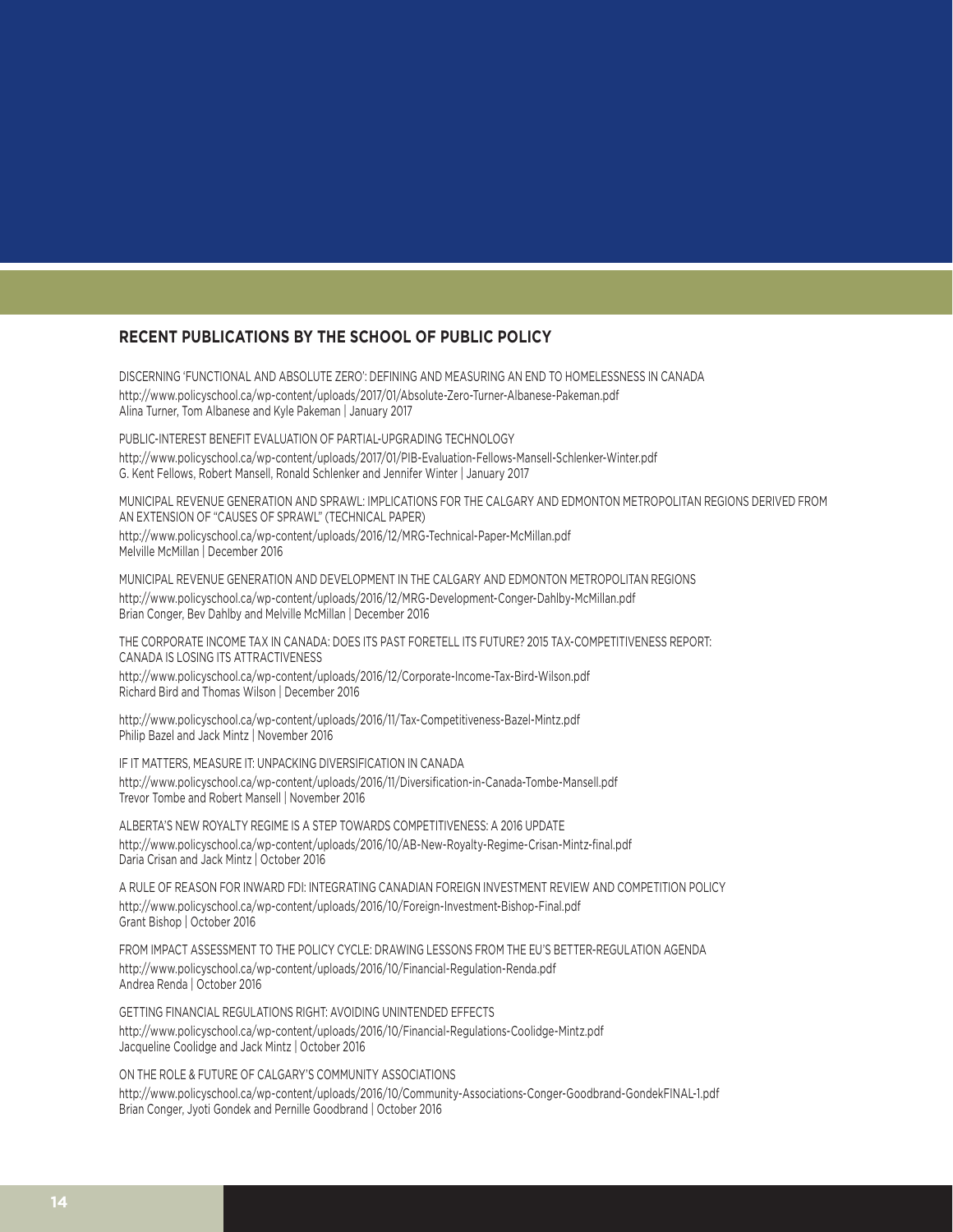## RECENT PUBLICATIONS BY THE SCHOOL OF PUBLIC POLICY

DISCERNING 'FUNCTIONAL AND ABSOLUTE ZERO': DEFINING AND MEASURING AN END TO HOMELESSNESS IN CANADA
http://www.policyschool.ca/wp-content/uploads/2017/01/Absolute-Zero-Turner-Albanese-Pakeman.pdf
Alina Turner, Tom Albanese and Kyle Pakeman | January 2017

PUBLIC-INTEREST BENEFIT EVALUATION OF PARTIAL-UPGRADING TECHNOLOGY
http://www.policyschool.ca/wp-content/uploads/2017/01/PIB-Evaluation-Fellows-Mansell-Schlenker-Winter.pdf
G. Kent Fellows, Robert Mansell, Ronald Schlenker and Jennifer Winter | January 2017

MUNICIPAL REVENUE GENERATION AND SPRAWL: IMPLICATIONS FOR THE CALGARY AND EDMONTON METROPOLITAN REGIONS DERIVED FROM AN EXTENSION OF "CAUSES OF SPRAWL" (TECHNICAL PAPER)
http://www.policyschool.ca/wp-content/uploads/2016/12/MRG-Technical-Paper-McMillan.pdf
Melville McMillan | December 2016

MUNICIPAL REVENUE GENERATION AND DEVELOPMENT IN THE CALGARY AND EDMONTON METROPOLITAN REGIONS
http://www.policyschool.ca/wp-content/uploads/2016/12/MRG-Development-Conger-Dahlby-McMillan.pdf
Brian Conger, Bev Dahlby and Melville McMillan | December 2016

THE CORPORATE INCOME TAX IN CANADA: DOES ITS PAST FORETELL ITS FUTURE? 2015 TAX-COMPETITIVENESS REPORT: CANADA IS LOSING ITS ATTRACTIVENESS
http://www.policyschool.ca/wp-content/uploads/2016/12/Corporate-Income-Tax-Bird-Wilson.pdf
Richard Bird and Thomas Wilson | December 2016

http://www.policyschool.ca/wp-content/uploads/2016/11/Tax-Competitiveness-Bazel-Mintz.pdf
Philip Bazel and Jack Mintz | November 2016

IF IT MATTERS, MEASURE IT: UNPACKING DIVERSIFICATION IN CANADA
http://www.policyschool.ca/wp-content/uploads/2016/11/Diversification-in-Canada-Tombe-Mansell.pdf
Trevor Tombe and Robert Mansell | November 2016

ALBERTA'S NEW ROYALTY REGIME IS A STEP TOWARDS COMPETITIVENESS: A 2016 UPDATE
http://www.policyschool.ca/wp-content/uploads/2016/10/AB-New-Royalty-Regime-Crisan-Mintz-final.pdf
Daria Crisan and Jack Mintz | October 2016

A RULE OF REASON FOR INWARD FDI: INTEGRATING CANADIAN FOREIGN INVESTMENT REVIEW AND COMPETITION POLICY
http://www.policyschool.ca/wp-content/uploads/2016/10/Foreign-Investment-Bishop-Final.pdf
Grant Bishop | October 2016

FROM IMPACT ASSESSMENT TO THE POLICY CYCLE: DRAWING LESSONS FROM THE EU'S BETTER-REGULATION AGENDA
http://www.policyschool.ca/wp-content/uploads/2016/10/Financial-Regulation-Renda.pdf
Andrea Renda | October 2016

GETTING FINANCIAL REGULATIONS RIGHT: AVOIDING UNINTENDED EFFECTS
http://www.policyschool.ca/wp-content/uploads/2016/10/Financial-Regulations-Coolidge-Mintz.pdf
Jacqueline Coolidge and Jack Mintz | October 2016

ON THE ROLE & FUTURE OF CALGARY'S COMMUNITY ASSOCIATIONS
http://www.policyschool.ca/wp-content/uploads/2016/10/Community-Associations-Conger-Goodbrand-GondekFINAL-1.pdf
Brian Conger, Jyoti Gondek and Pernille Goodbrand | October 2016